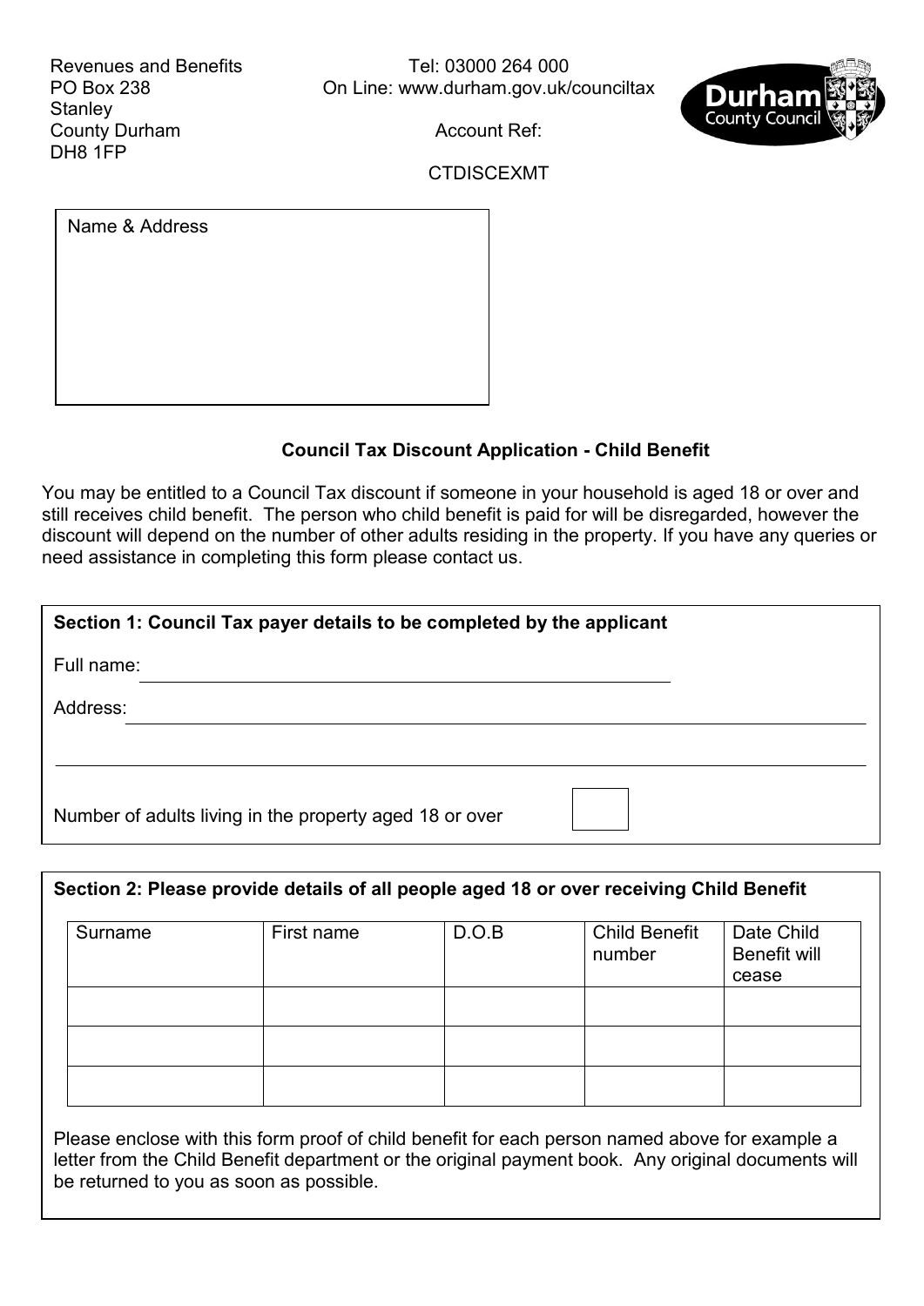Revenues and Benefits
PO Box 238
Stanley
County Durham
DH8 1FP

Tel: 03000 264 000
On Line: www.durham.gov.uk/counciltax

Account Ref:

CTDISCEXMT

Name & Address

**Council Tax Discount Application - Child Benefit**

You may be entitled to a Council Tax discount if someone in your household is aged 18 or over and still receives child benefit. The person who child benefit is paid for will be disregarded, however the discount will depend on the number of other adults residing in the property. If you have any queries or need assistance in completing this form please contact us.

**Section 1: Council Tax payer details to be completed by the applicant**

Full name: ______________________________

Address: ______________________________

______________________________

Number of adults living in the property aged 18 or over [ ]

**Section 2: Please provide details of all people aged 18 or over receiving Child Benefit**

| Surname | First name | D.O.B | Child Benefit number | Date Child Benefit will cease |
|---|---|---|---|---|
| | | | | |
| | | | | |
| | | | | |

Please enclose with this form proof of child benefit for each person named above for example a letter from the Child Benefit department or the original payment book. Any original documents will be returned to you as soon as possible.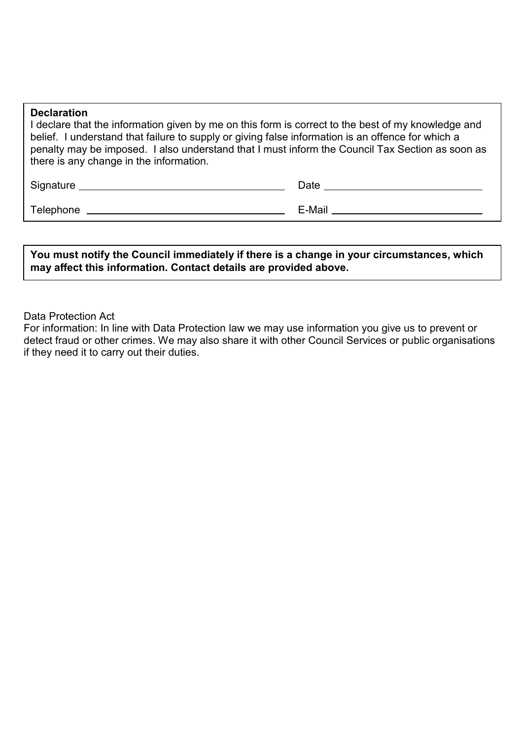**Declaration**

I declare that the information given by me on this form is correct to the best of my knowledge and belief. I understand that failure to supply or giving false information is an offence for which a penalty may be imposed. I also understand that I must inform the Council Tax Section as soon as there is any change in the information.

Signature ______________________________ Date ______________________________

Telephone ______________________________ E-Mail ______________________________

**You must notify the Council immediately if there is a change in your circumstances, which may affect this information. Contact details are provided above.**

Data Protection Act

For information: In line with Data Protection law we may use information you give us to prevent or detect fraud or other crimes. We may also share it with other Council Services or public organisations if they need it to carry out their duties.